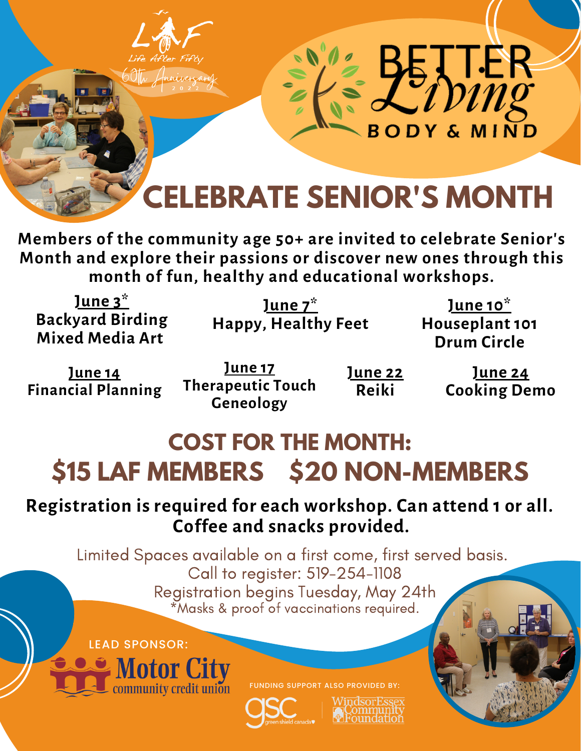LAF
Life After Fifty
60th Anniversary 2022

# BETTER Living
BODY & MIND

# CELEBRATE SENIOR'S MONTH

**Members of the community age 50+ are invited to celebrate Senior's Month and explore their passions or discover new ones through this month of fun, healthy and educational workshops.**

**June 3***
**Backyard Birding**
**Mixed Media Art**

**June 7***
**Happy, Healthy Feet**

**June 10***
**Houseplant 101**
**Drum Circle**

**June 14**
**Financial Planning**

**June 17**
**Therapeutic Touch**
**Geneology**

**June 22**
**Reiki**

**June 24**
**Cooking Demo**

## COST FOR THE MONTH:
## $15 LAF MEMBERS $20 NON-MEMBERS

**Registration is required for each workshop. Can attend 1 or all.**
**Coffee and snacks provided.**

Limited Spaces available on a first come, first served basis.
Call to register: 519-254-1108
Registration begins Tuesday, May 24th
*Masks & proof of vaccinations required.

LEAD SPONSOR:
Motor City community credit union

FUNDING SUPPORT ALSO PROVIDED BY:
gsc green shield canada
WindsorEssex Community Foundation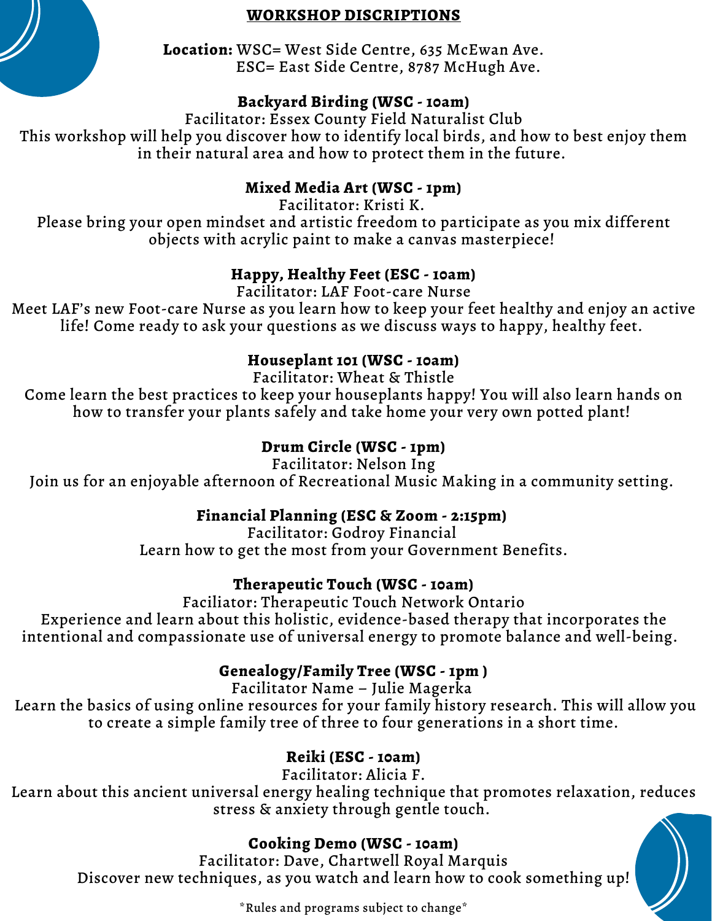## WORKSHOP DISCRIPTIONS

**Location:** WSC= West Side Centre, 635 McEwan Ave.
ESC= East Side Centre, 8787 McHugh Ave.

### Backyard Birding (WSC - 10am)

Facilitator: Essex County Field Naturalist Club
This workshop will help you discover how to identify local birds, and how to best enjoy them in their natural area and how to protect them in the future.

### Mixed Media Art (WSC - 1pm)

Facilitator: Kristi K.
Please bring your open mindset and artistic freedom to participate as you mix different objects with acrylic paint to make a canvas masterpiece!

### Happy, Healthy Feet (ESC - 10am)

Facilitator: LAF Foot-care Nurse
Meet LAF's new Foot-care Nurse as you learn how to keep your feet healthy and enjoy an active life! Come ready to ask your questions as we discuss ways to happy, healthy feet.

### Houseplant 101 (WSC - 10am)

Facilitator: Wheat & Thistle
Come learn the best practices to keep your houseplants happy! You will also learn hands on how to transfer your plants safely and take home your very own potted plant!

### Drum Circle (WSC - 1pm)

Facilitator: Nelson Ing
Join us for an enjoyable afternoon of Recreational Music Making in a community setting.

### Financial Planning (ESC & Zoom - 2:15pm)

Facilitator: Godroy Financial
Learn how to get the most from your Government Benefits.

### Therapeutic Touch (WSC - 10am)

Faciliator: Therapeutic Touch Network Ontario
Experience and learn about this holistic, evidence-based therapy that incorporates the intentional and compassionate use of universal energy to promote balance and well-being.

### Genealogy/Family Tree (WSC - 1pm )

Facilitator Name – Julie Magerka
Learn the basics of using online resources for your family history research. This will allow you to create a simple family tree of three to four generations in a short time.

### Reiki (ESC - 10am)

Facilitator: Alicia F.
Learn about this ancient universal energy healing technique that promotes relaxation, reduces stress & anxiety through gentle touch.

### Cooking Demo (WSC - 10am)

Facilitator: Dave, Chartwell Royal Marquis
Discover new techniques, as you watch and learn how to cook something up!

*Rules and programs subject to change*